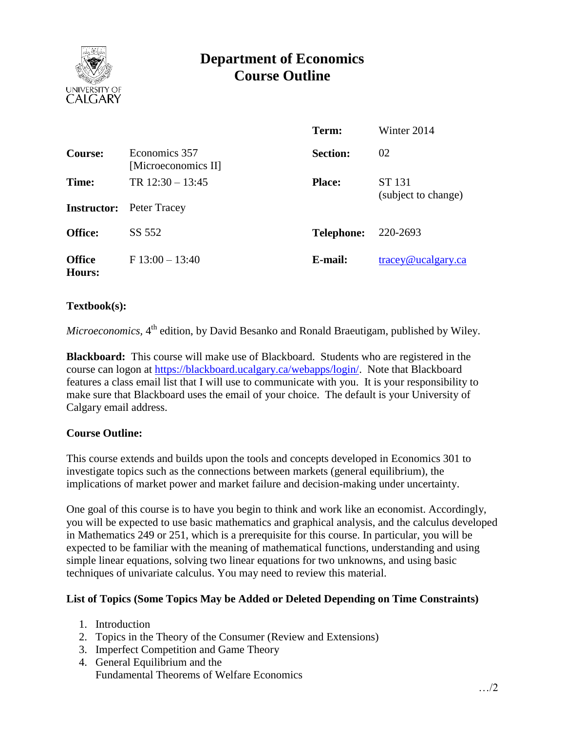# Department of Economics Course Outline

| | | | |
|---|---|---|---|
| | | **Term:** | Winter 2014 |
| **Course:** | Economics 357 [Microeconomics II] | **Section:** | 02 |
| **Time:** | TR 12:30 – 13:45 | **Place:** | ST 131 (subject to change) |
| **Instructor:** | Peter Tracey | | |
| **Office:** | SS 552 | **Telephone:** | 220-2693 |
| **Office Hours:** | F 13:00 – 13:40 | **E-mail:** | tracey@ucalgary.ca |

**Textbook(s):**

*Microeconomics*, 4th edition, by David Besanko and Ronald Braeutigam, published by Wiley.

**Blackboard:** This course will make use of Blackboard. Students who are registered in the course can logon at https://blackboard.ucalgary.ca/webapps/login/. Note that Blackboard features a class email list that I will use to communicate with you. It is your responsibility to make sure that Blackboard uses the email of your choice. The default is your University of Calgary email address.

**Course Outline:**

This course extends and builds upon the tools and concepts developed in Economics 301 to investigate topics such as the connections between markets (general equilibrium), the implications of market power and market failure and decision-making under uncertainty.

One goal of this course is to have you begin to think and work like an economist. Accordingly, you will be expected to use basic mathematics and graphical analysis, and the calculus developed in Mathematics 249 or 251, which is a prerequisite for this course. In particular, you will be expected to be familiar with the meaning of mathematical functions, understanding and using simple linear equations, solving two linear equations for two unknowns, and using basic techniques of univariate calculus. You may need to review this material.

**List of Topics (Some Topics May be Added or Deleted Depending on Time Constraints)**

1. Introduction
2. Topics in the Theory of the Consumer (Review and Extensions)
3. Imperfect Competition and Game Theory
4. General Equilibrium and the Fundamental Theorems of Welfare Economics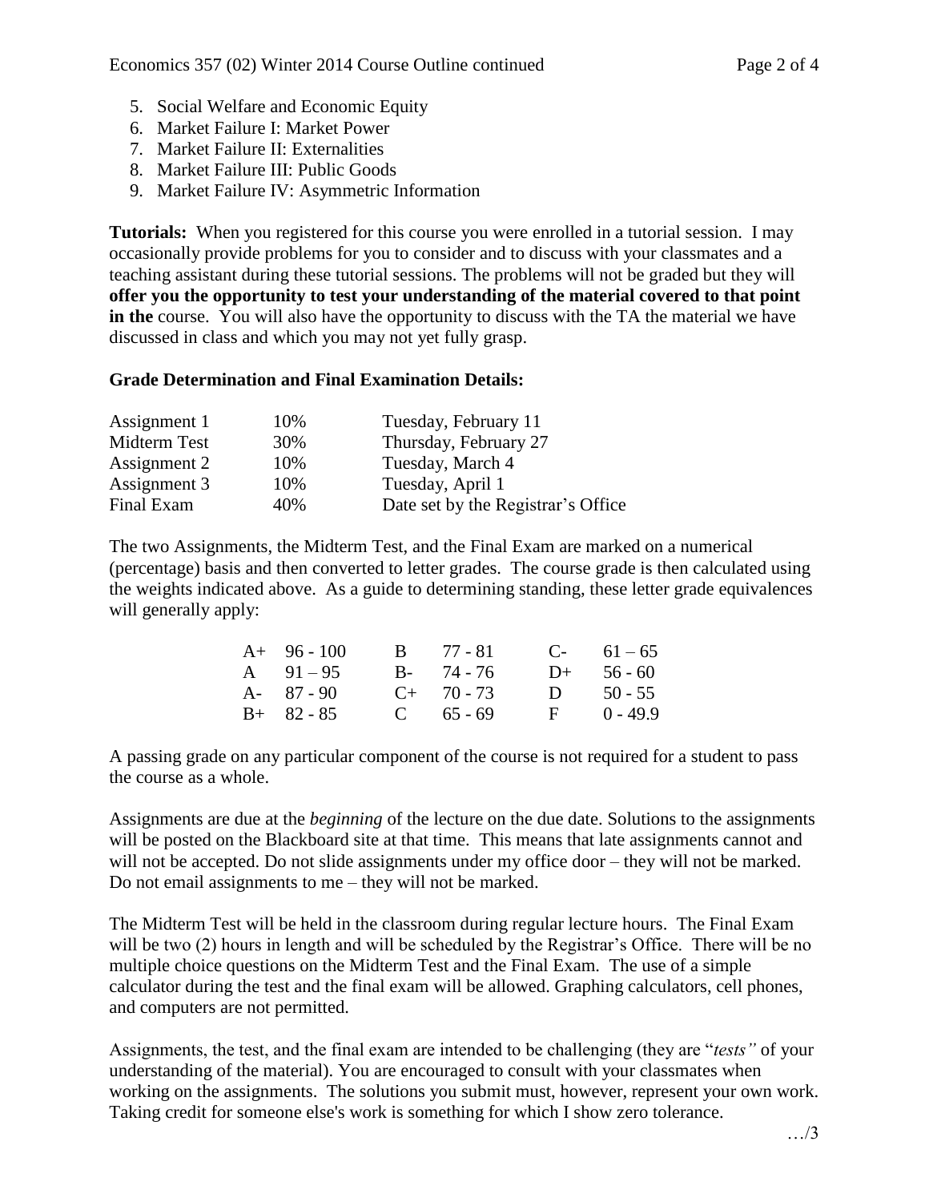5. Social Welfare and Economic Equity
6. Market Failure I: Market Power
7. Market Failure II: Externalities
8. Market Failure III: Public Goods
9. Market Failure IV: Asymmetric Information

**Tutorials:** When you registered for this course you were enrolled in a tutorial session. I may occasionally provide problems for you to consider and to discuss with your classmates and a teaching assistant during these tutorial sessions. The problems will not be graded but they will **offer you the opportunity to test your understanding of the material covered to that point in the** course. You will also have the opportunity to discuss with the TA the material we have discussed in class and which you may not yet fully grasp.

**Grade Determination and Final Examination Details:**

| | | |
|---|---|---|
| Assignment 1 | 10% | Tuesday, February 11 |
| Midterm Test | 30% | Thursday, February 27 |
| Assignment 2 | 10% | Tuesday, March 4 |
| Assignment 3 | 10% | Tuesday, April 1 |
| Final Exam | 40% | Date set by the Registrar's Office |

The two Assignments, the Midterm Test, and the Final Exam are marked on a numerical (percentage) basis and then converted to letter grades. The course grade is then calculated using the weights indicated above. As a guide to determining standing, these letter grade equivalences will generally apply:

| | | | | | |
|---|---|---|---|---|---|
| A+ | 96 - 100 | B | 77 - 81 | C- | 61 – 65 |
| A | 91 – 95 | B- | 74 - 76 | D+ | 56 - 60 |
| A- | 87 - 90 | C+ | 70 - 73 | D | 50 - 55 |
| B+ | 82 - 85 | C | 65 - 69 | F | 0 - 49.9 |

A passing grade on any particular component of the course is not required for a student to pass the course as a whole.

Assignments are due at the *beginning* of the lecture on the due date. Solutions to the assignments will be posted on the Blackboard site at that time. This means that late assignments cannot and will not be accepted. Do not slide assignments under my office door – they will not be marked. Do not email assignments to me – they will not be marked.

The Midterm Test will be held in the classroom during regular lecture hours. The Final Exam will be two (2) hours in length and will be scheduled by the Registrar's Office. There will be no multiple choice questions on the Midterm Test and the Final Exam. The use of a simple calculator during the test and the final exam will be allowed. Graphing calculators, cell phones, and computers are not permitted.

Assignments, the test, and the final exam are intended to be challenging (they are "*tests"* of your understanding of the material). You are encouraged to consult with your classmates when working on the assignments. The solutions you submit must, however, represent your own work. Taking credit for someone else's work is something for which I show zero tolerance.

…/3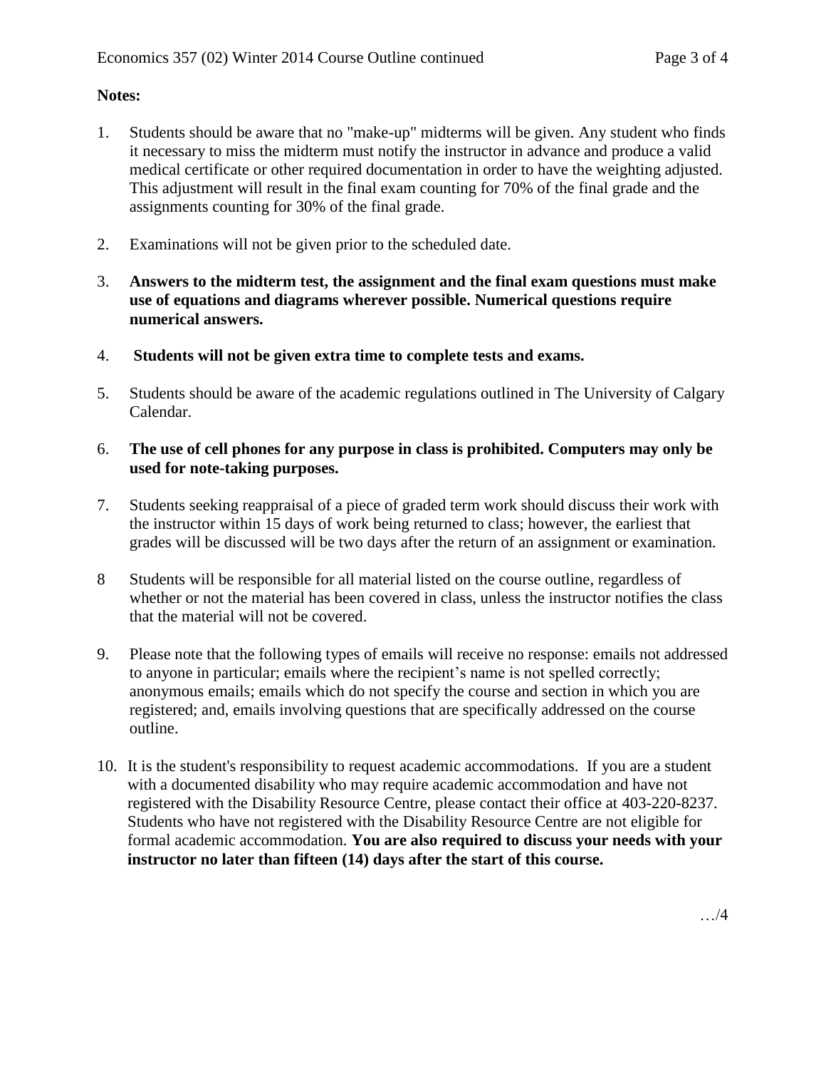**Notes:**

1. Students should be aware that no "make-up" midterms will be given. Any student who finds it necessary to miss the midterm must notify the instructor in advance and produce a valid medical certificate or other required documentation in order to have the weighting adjusted. This adjustment will result in the final exam counting for 70% of the final grade and the assignments counting for 30% of the final grade.

2. Examinations will not be given prior to the scheduled date.

3. **Answers to the midterm test, the assignment and the final exam questions must make use of equations and diagrams wherever possible. Numerical questions require numerical answers.**

4. **Students will not be given extra time to complete tests and exams.**

5. Students should be aware of the academic regulations outlined in The University of Calgary Calendar.

6. **The use of cell phones for any purpose in class is prohibited. Computers may only be used for note-taking purposes.**

7. Students seeking reappraisal of a piece of graded term work should discuss their work with the instructor within 15 days of work being returned to class; however, the earliest that grades will be discussed will be two days after the return of an assignment or examination.

8 Students will be responsible for all material listed on the course outline, regardless of whether or not the material has been covered in class, unless the instructor notifies the class that the material will not be covered.

9. Please note that the following types of emails will receive no response: emails not addressed to anyone in particular; emails where the recipient's name is not spelled correctly; anonymous emails; emails which do not specify the course and section in which you are registered; and, emails involving questions that are specifically addressed on the course outline.

10. It is the student's responsibility to request academic accommodations. If you are a student with a documented disability who may require academic accommodation and have not registered with the Disability Resource Centre, please contact their office at 403-220-8237. Students who have not registered with the Disability Resource Centre are not eligible for formal academic accommodation. **You are also required to discuss your needs with your instructor no later than fifteen (14) days after the start of this course.**

…/4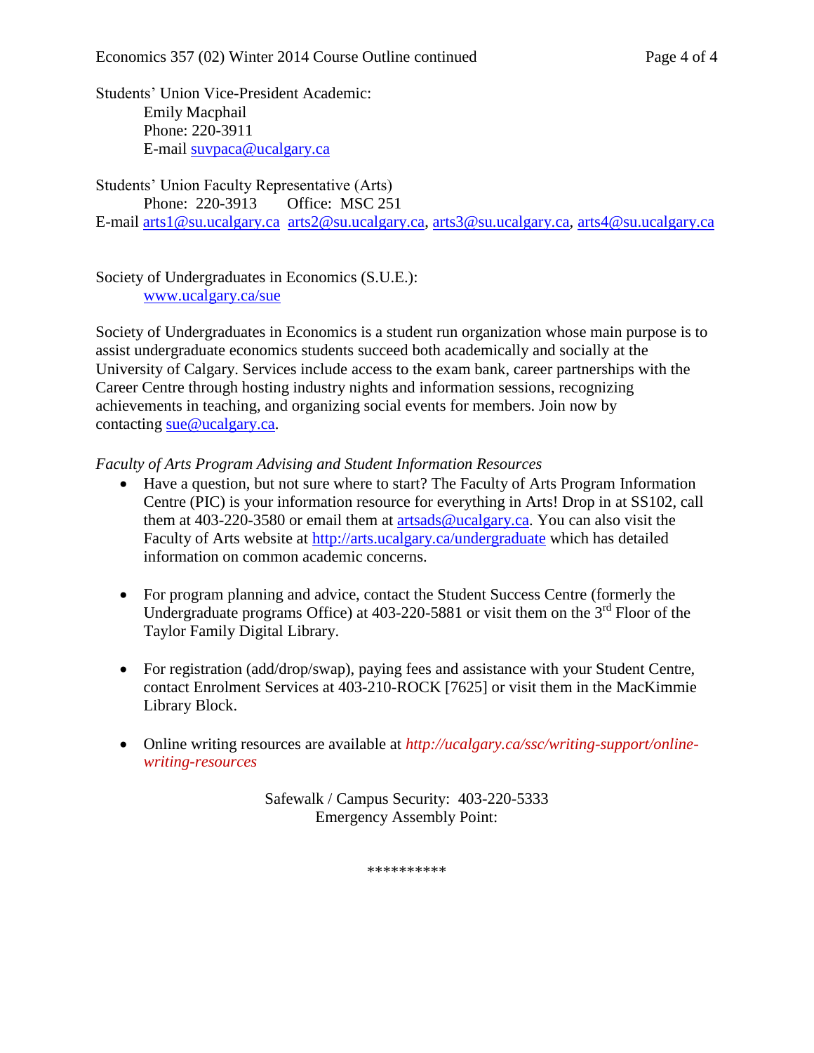Students' Union Vice-President Academic:
Emily Macphail
Phone: 220-3911
E-mail suvpaca@ucalgary.ca

Students' Union Faculty Representative (Arts)
Phone: 220-3913 Office: MSC 251
E-mail arts1@su.ucalgary.ca arts2@su.ucalgary.ca, arts3@su.ucalgary.ca, arts4@su.ucalgary.ca

Society of Undergraduates in Economics (S.U.E.):
www.ucalgary.ca/sue

Society of Undergraduates in Economics is a student run organization whose main purpose is to assist undergraduate economics students succeed both academically and socially at the University of Calgary. Services include access to the exam bank, career partnerships with the Career Centre through hosting industry nights and information sessions, recognizing achievements in teaching, and organizing social events for members. Join now by contacting sue@ucalgary.ca.

*Faculty of Arts Program Advising and Student Information Resources*

- Have a question, but not sure where to start? The Faculty of Arts Program Information Centre (PIC) is your information resource for everything in Arts! Drop in at SS102, call them at 403-220-3580 or email them at artsads@ucalgary.ca. You can also visit the Faculty of Arts website at http://arts.ucalgary.ca/undergraduate which has detailed information on common academic concerns.

- For program planning and advice, contact the Student Success Centre (formerly the Undergraduate programs Office) at 403-220-5881 or visit them on the 3rd Floor of the Taylor Family Digital Library.

- For registration (add/drop/swap), paying fees and assistance with your Student Centre, contact Enrolment Services at 403-210-ROCK [7625] or visit them in the MacKimmie Library Block.

- Online writing resources are available at *http://ucalgary.ca/ssc/writing-support/online-writing-resources*

Safewalk / Campus Security: 403-220-5333
Emergency Assembly Point:

**********